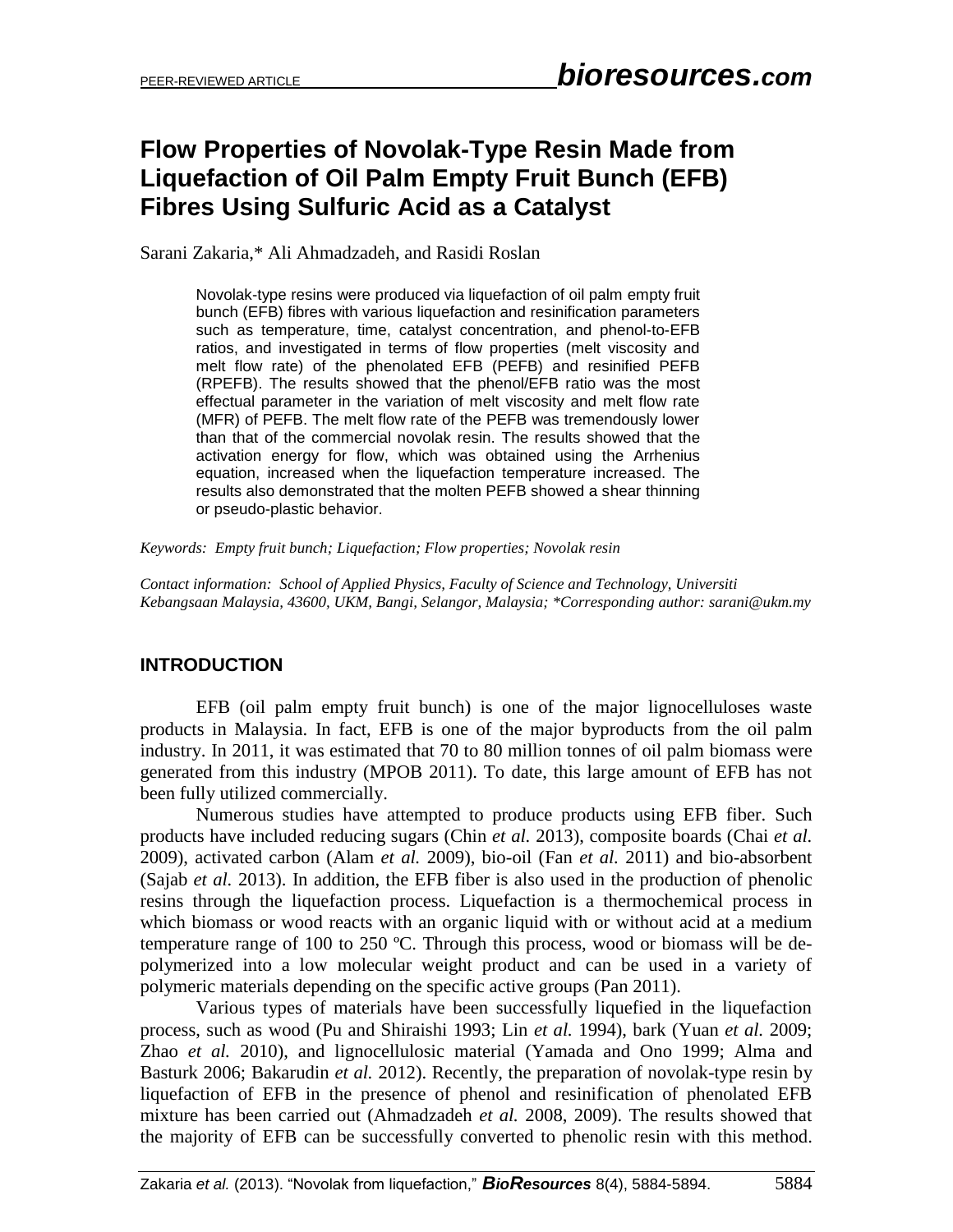# Flow Properties of Novolak-Type Resin Made from Liquefaction of Oil Palm Empty Fruit Bunch (EFB) Fibres Using Sulfuric Acid as a Catalyst

Sarani Zakaria,* Ali Ahmadzadeh, and Rasidi Roslan

> Novolak-type resins were produced via liquefaction of oil palm empty fruit bunch (EFB) fibres with various liquefaction and resinification parameters such as temperature, time, catalyst concentration, and phenol-to-EFB ratios, and investigated in terms of flow properties (melt viscosity and melt flow rate) of the phenolated EFB (PEFB) and resinified PEFB (RPEFB). The results showed that the phenol/EFB ratio was the most effectual parameter in the variation of melt viscosity and melt flow rate (MFR) of PEFB. The melt flow rate of the PEFB was tremendously lower than that of the commercial novolak resin. The results showed that the activation energy for flow, which was obtained using the Arrhenius equation, increased when the liquefaction temperature increased. The results also demonstrated that the molten PEFB showed a shear thinning or pseudo-plastic behavior.

*Keywords: Empty fruit bunch; Liquefaction; Flow properties; Novolak resin*

*Contact information: School of Applied Physics, Faculty of Science and Technology, Universiti Kebangsaan Malaysia, 43600, UKM, Bangi, Selangor, Malaysia; \*Corresponding author: sarani@ukm.my*

## INTRODUCTION

EFB (oil palm empty fruit bunch) is one of the major lignocelluloses waste products in Malaysia. In fact, EFB is one of the major byproducts from the oil palm industry. In 2011, it was estimated that 70 to 80 million tonnes of oil palm biomass were generated from this industry (MPOB 2011). To date, this large amount of EFB has not been fully utilized commercially.

Numerous studies have attempted to produce products using EFB fiber. Such products have included reducing sugars (Chin *et al.* 2013), composite boards (Chai *et al.* 2009), activated carbon (Alam *et al.* 2009), bio-oil (Fan *et al.* 2011) and bio-absorbent (Sajab *et al.* 2013). In addition, the EFB fiber is also used in the production of phenolic resins through the liquefaction process. Liquefaction is a thermochemical process in which biomass or wood reacts with an organic liquid with or without acid at a medium temperature range of 100 to 250 ºC. Through this process, wood or biomass will be de-polymerized into a low molecular weight product and can be used in a variety of polymeric materials depending on the specific active groups (Pan 2011).

Various types of materials have been successfully liquefied in the liquefaction process, such as wood (Pu and Shiraishi 1993; Lin *et al.* 1994), bark (Yuan *et al.* 2009; Zhao *et al.* 2010), and lignocellulosic material (Yamada and Ono 1999; Alma and Basturk 2006; Bakarudin *et al.* 2012). Recently, the preparation of novolak-type resin by liquefaction of EFB in the presence of phenol and resinification of phenolated EFB mixture has been carried out (Ahmadzadeh *et al.* 2008, 2009). The results showed that the majority of EFB can be successfully converted to phenolic resin with this method.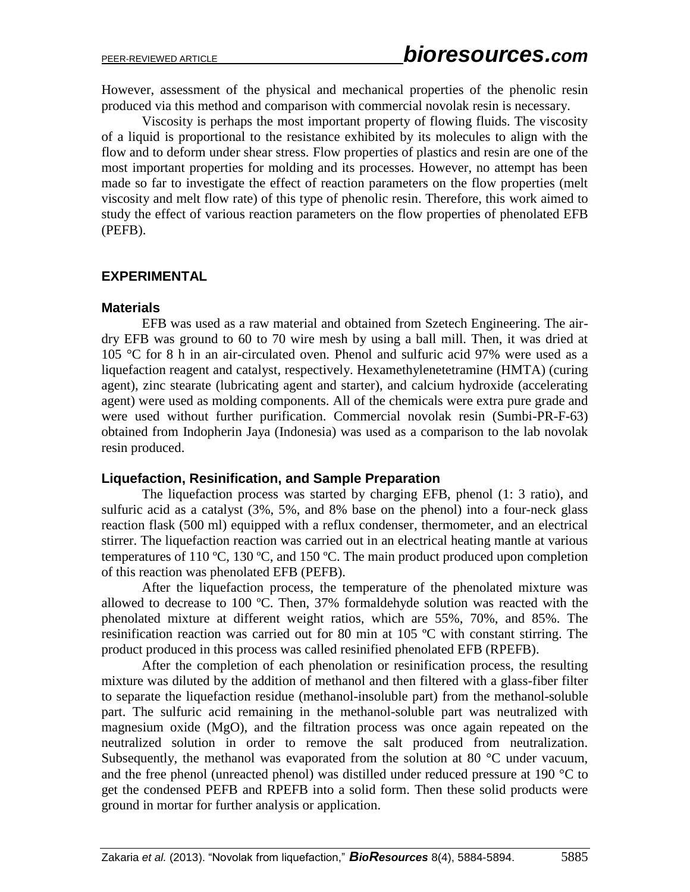However, assessment of the physical and mechanical properties of the phenolic resin produced via this method and comparison with commercial novolak resin is necessary.

Viscosity is perhaps the most important property of flowing fluids. The viscosity of a liquid is proportional to the resistance exhibited by its molecules to align with the flow and to deform under shear stress. Flow properties of plastics and resin are one of the most important properties for molding and its processes. However, no attempt has been made so far to investigate the effect of reaction parameters on the flow properties (melt viscosity and melt flow rate) of this type of phenolic resin. Therefore, this work aimed to study the effect of various reaction parameters on the flow properties of phenolated EFB (PEFB).

## EXPERIMENTAL

### Materials

EFB was used as a raw material and obtained from Szetech Engineering. The air-dry EFB was ground to 60 to 70 wire mesh by using a ball mill. Then, it was dried at 105 °C for 8 h in an air-circulated oven. Phenol and sulfuric acid 97% were used as a liquefaction reagent and catalyst, respectively. Hexamethylenetetramine (HMTA) (curing agent), zinc stearate (lubricating agent and starter), and calcium hydroxide (accelerating agent) were used as molding components. All of the chemicals were extra pure grade and were used without further purification. Commercial novolak resin (Sumbi-PR-F-63) obtained from Indopherin Jaya (Indonesia) was used as a comparison to the lab novolak resin produced.

### Liquefaction, Resinification, and Sample Preparation

The liquefaction process was started by charging EFB, phenol (1: 3 ratio), and sulfuric acid as a catalyst (3%, 5%, and 8% base on the phenol) into a four-neck glass reaction flask (500 ml) equipped with a reflux condenser, thermometer, and an electrical stirrer. The liquefaction reaction was carried out in an electrical heating mantle at various temperatures of 110 ºC, 130 ºC, and 150 ºC. The main product produced upon completion of this reaction was phenolated EFB (PEFB).

After the liquefaction process, the temperature of the phenolated mixture was allowed to decrease to 100 ºC. Then, 37% formaldehyde solution was reacted with the phenolated mixture at different weight ratios, which are 55%, 70%, and 85%. The resinification reaction was carried out for 80 min at 105 ºC with constant stirring. The product produced in this process was called resinified phenolated EFB (RPEFB).

After the completion of each phenolation or resinification process, the resulting mixture was diluted by the addition of methanol and then filtered with a glass-fiber filter to separate the liquefaction residue (methanol-insoluble part) from the methanol-soluble part. The sulfuric acid remaining in the methanol-soluble part was neutralized with magnesium oxide (MgO), and the filtration process was once again repeated on the neutralized solution in order to remove the salt produced from neutralization. Subsequently, the methanol was evaporated from the solution at 80 °C under vacuum, and the free phenol (unreacted phenol) was distilled under reduced pressure at 190 °C to get the condensed PEFB and RPEFB into a solid form. Then these solid products were ground in mortar for further analysis or application.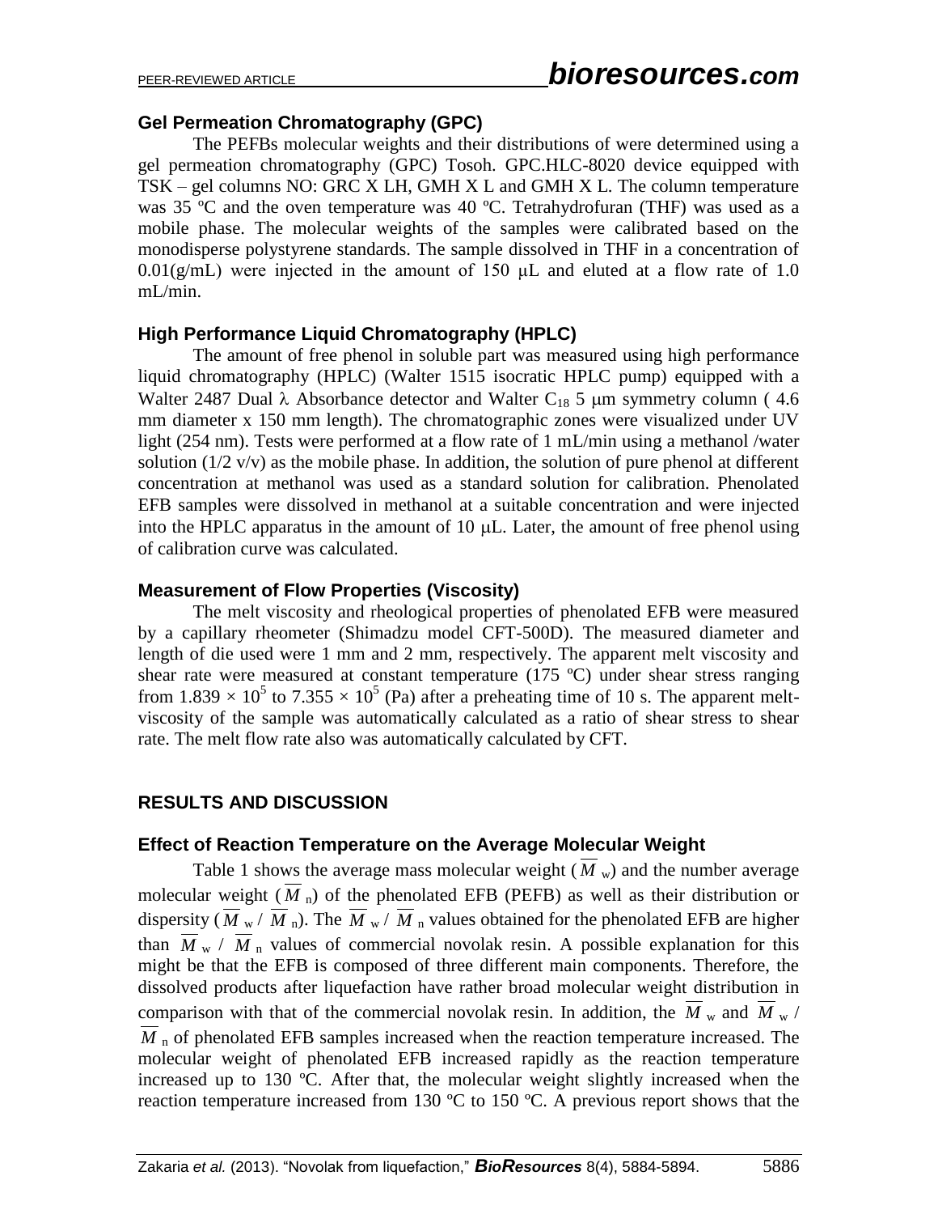### Gel Permeation Chromatography (GPC)

The PEFBs molecular weights and their distributions of were determined using a gel permeation chromatography (GPC) Tosoh. GPC.HLC-8020 device equipped with TSK – gel columns NO: GRC X LH, GMH X L and GMH X L. The column temperature was 35 ºC and the oven temperature was 40 ºC. Tetrahydrofuran (THF) was used as a mobile phase. The molecular weights of the samples were calibrated based on the monodisperse polystyrene standards. The sample dissolved in THF in a concentration of 0.01(g/mL) were injected in the amount of 150 μL and eluted at a flow rate of 1.0 mL/min.

### High Performance Liquid Chromatography (HPLC)

The amount of free phenol in soluble part was measured using high performance liquid chromatography (HPLC) (Walter 1515 isocratic HPLC pump) equipped with a Walter 2487 Dual λ Absorbance detector and Walter $C_{18}$ 5 μm symmetry column ( 4.6 mm diameter x 150 mm length). The chromatographic zones were visualized under UV light (254 nm). Tests were performed at a flow rate of 1 mL/min using a methanol /water solution (1/2 v/v) as the mobile phase. In addition, the solution of pure phenol at different concentration at methanol was used as a standard solution for calibration. Phenolated EFB samples were dissolved in methanol at a suitable concentration and were injected into the HPLC apparatus in the amount of 10 μL. Later, the amount of free phenol using of calibration curve was calculated.

### Measurement of Flow Properties (Viscosity)

The melt viscosity and rheological properties of phenolated EFB were measured by a capillary rheometer (Shimadzu model CFT-500D). The measured diameter and length of die used were 1 mm and 2 mm, respectively. The apparent melt viscosity and shear rate were measured at constant temperature (175 ºC) under shear stress ranging from $1.839 \times 10^5$ to $7.355 \times 10^5$ (Pa) after a preheating time of 10 s. The apparent melt-viscosity of the sample was automatically calculated as a ratio of shear stress to shear rate. The melt flow rate also was automatically calculated by CFT.

## RESULTS AND DISCUSSION

### Effect of Reaction Temperature on the Average Molecular Weight

Table 1 shows the average mass molecular weight ($\overline{M}_w$) and the number average molecular weight ($\overline{M}_n$) of the phenolated EFB (PEFB) as well as their distribution or dispersity ($\overline{M}_w$ / $\overline{M}_n$). The $\overline{M}_w$ / $\overline{M}_n$ values obtained for the phenolated EFB are higher than $\overline{M}_w$ / $\overline{M}_n$ values of commercial novolak resin. A possible explanation for this might be that the EFB is composed of three different main components. Therefore, the dissolved products after liquefaction have rather broad molecular weight distribution in comparison with that of the commercial novolak resin. In addition, the $\overline{M}_w$ and $\overline{M}_w$ / $\overline{M}_n$ of phenolated EFB samples increased when the reaction temperature increased. The molecular weight of phenolated EFB increased rapidly as the reaction temperature increased up to 130 ºC. After that, the molecular weight slightly increased when the reaction temperature increased from 130 ºC to 150 ºC. A previous report shows that the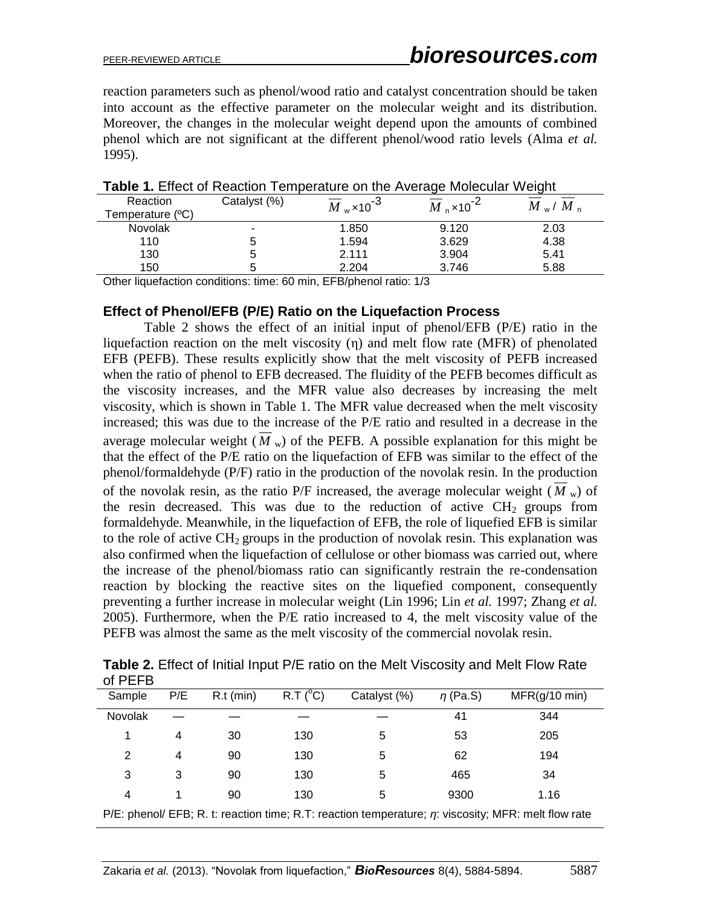reaction parameters such as phenol/wood ratio and catalyst concentration should be taken into account as the effective parameter on the molecular weight and its distribution. Moreover, the changes in the molecular weight depend upon the amounts of combined phenol which are not significant at the different phenol/wood ratio levels (Alma *et al.* 1995).

**Table 1.** Effect of Reaction Temperature on the Average Molecular Weight

| Reaction Temperature (ºC) | Catalyst (%) | $\overline{M}_w \times 10^{-3}$ | $\overline{M}_n \times 10^{-2}$ | $\overline{M}_w / \overline{M}_n$ |
|---|---|---|---|---|
| Novolak | - | 1.850 | 9.120 | 2.03 |
| 110 | 5 | 1.594 | 3.629 | 4.38 |
| 130 | 5 | 2.111 | 3.904 | 5.41 |
| 150 | 5 | 2.204 | 3.746 | 5.88 |

Other liquefaction conditions: time: 60 min, EFB/phenol ratio: 1/3

### Effect of Phenol/EFB (P/E) Ratio on the Liquefaction Process

Table 2 shows the effect of an initial input of phenol/EFB (P/E) ratio in the liquefaction reaction on the melt viscosity (η) and melt flow rate (MFR) of phenolated EFB (PEFB). These results explicitly show that the melt viscosity of PEFB increased when the ratio of phenol to EFB decreased. The fluidity of the PEFB becomes difficult as the viscosity increases, and the MFR value also decreases by increasing the melt viscosity, which is shown in Table 1. The MFR value decreased when the melt viscosity increased; this was due to the increase of the P/E ratio and resulted in a decrease in the average molecular weight ($\overline{M}_w$) of the PEFB. A possible explanation for this might be that the effect of the P/E ratio on the liquefaction of EFB was similar to the effect of the phenol/formaldehyde (P/F) ratio in the production of the novolak resin. In the production of the novolak resin, as the ratio P/F increased, the average molecular weight ($\overline{M}_w$) of the resin decreased. This was due to the reduction of active $CH_2$ groups from formaldehyde. Meanwhile, in the liquefaction of EFB, the role of liquefied EFB is similar to the role of active $CH_2$ groups in the production of novolak resin. This explanation was also confirmed when the liquefaction of cellulose or other biomass was carried out, where the increase of the phenol/biomass ratio can significantly restrain the re-condensation reaction by blocking the reactive sites on the liquefied component, consequently preventing a further increase in molecular weight (Lin 1996; Lin *et al.* 1997; Zhang *et al.* 2005). Furthermore, when the P/E ratio increased to 4, the melt viscosity value of the PEFB was almost the same as the melt viscosity of the commercial novolak resin.

**Table 2.** Effect of Initial Input P/E ratio on the Melt Viscosity and Melt Flow Rate of PEFB

| Sample | P/E | R.t (min) | R.T (°C) | Catalyst (%) | $\eta$ (Pa.S) | MFR(g/10 min) |
|---|---|---|---|---|---|---|
| Novolak | — | — | — | — | 41 | 344 |
| 1 | 4 | 30 | 130 | 5 | 53 | 205 |
| 2 | 4 | 90 | 130 | 5 | 62 | 194 |
| 3 | 3 | 90 | 130 | 5 | 465 | 34 |
| 4 | 1 | 90 | 130 | 5 | 9300 | 1.16 |

P/E: phenol/ EFB; R. t: reaction time; R.T: reaction temperature; $\eta$: viscosity; MFR: melt flow rate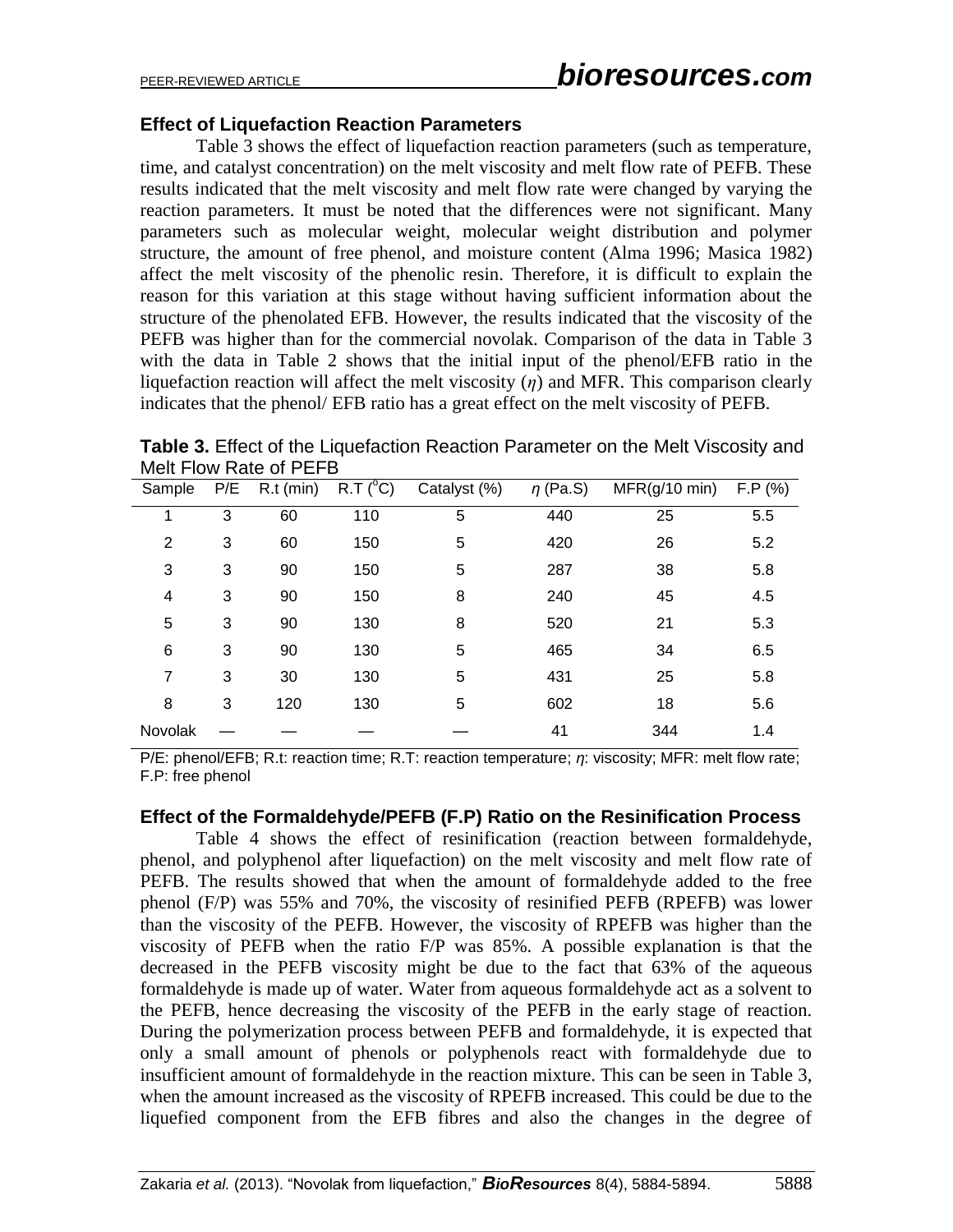### Effect of Liquefaction Reaction Parameters

Table 3 shows the effect of liquefaction reaction parameters (such as temperature, time, and catalyst concentration) on the melt viscosity and melt flow rate of PEFB. These results indicated that the melt viscosity and melt flow rate were changed by varying the reaction parameters. It must be noted that the differences were not significant. Many parameters such as molecular weight, molecular weight distribution and polymer structure, the amount of free phenol, and moisture content (Alma 1996; Masica 1982) affect the melt viscosity of the phenolic resin. Therefore, it is difficult to explain the reason for this variation at this stage without having sufficient information about the structure of the phenolated EFB. However, the results indicated that the viscosity of the PEFB was higher than for the commercial novolak. Comparison of the data in Table 3 with the data in Table 2 shows that the initial input of the phenol/EFB ratio in the liquefaction reaction will affect the melt viscosity ($\eta$) and MFR. This comparison clearly indicates that the phenol/ EFB ratio has a great effect on the melt viscosity of PEFB.

**Table 3.** Effect of the Liquefaction Reaction Parameter on the Melt Viscosity and Melt Flow Rate of PEFB

| Sample | P/E | R.t (min) | R.T ($^{o}$C) | Catalyst (%) | $\eta$ (Pa.S) | MFR(g/10 min) | F.P (%) |
|---|---|---|---|---|---|---|---|
| 1 | 3 | 60 | 110 | 5 | 440 | 25 | 5.5 |
| 2 | 3 | 60 | 150 | 5 | 420 | 26 | 5.2 |
| 3 | 3 | 90 | 150 | 5 | 287 | 38 | 5.8 |
| 4 | 3 | 90 | 150 | 8 | 240 | 45 | 4.5 |
| 5 | 3 | 90 | 130 | 8 | 520 | 21 | 5.3 |
| 6 | 3 | 90 | 130 | 5 | 465 | 34 | 6.5 |
| 7 | 3 | 30 | 130 | 5 | 431 | 25 | 5.8 |
| 8 | 3 | 120 | 130 | 5 | 602 | 18 | 5.6 |
| Novolak | — | — | — | — | 41 | 344 | 1.4 |

P/E: phenol/EFB; R.t: reaction time; R.T: reaction temperature; $\eta$: viscosity; MFR: melt flow rate; F.P: free phenol

### Effect of the Formaldehyde/PEFB (F.P) Ratio on the Resinification Process

Table 4 shows the effect of resinification (reaction between formaldehyde, phenol, and polyphenol after liquefaction) on the melt viscosity and melt flow rate of PEFB. The results showed that when the amount of formaldehyde added to the free phenol (F/P) was 55% and 70%, the viscosity of resinified PEFB (RPEFB) was lower than the viscosity of the PEFB. However, the viscosity of RPEFB was higher than the viscosity of PEFB when the ratio F/P was 85%. A possible explanation is that the decreased in the PEFB viscosity might be due to the fact that 63% of the aqueous formaldehyde is made up of water. Water from aqueous formaldehyde act as a solvent to the PEFB, hence decreasing the viscosity of the PEFB in the early stage of reaction. During the polymerization process between PEFB and formaldehyde, it is expected that only a small amount of phenols or polyphenols react with formaldehyde due to insufficient amount of formaldehyde in the reaction mixture. This can be seen in Table 3, when the amount increased as the viscosity of RPEFB increased. This could be due to the liquefied component from the EFB fibres and also the changes in the degree of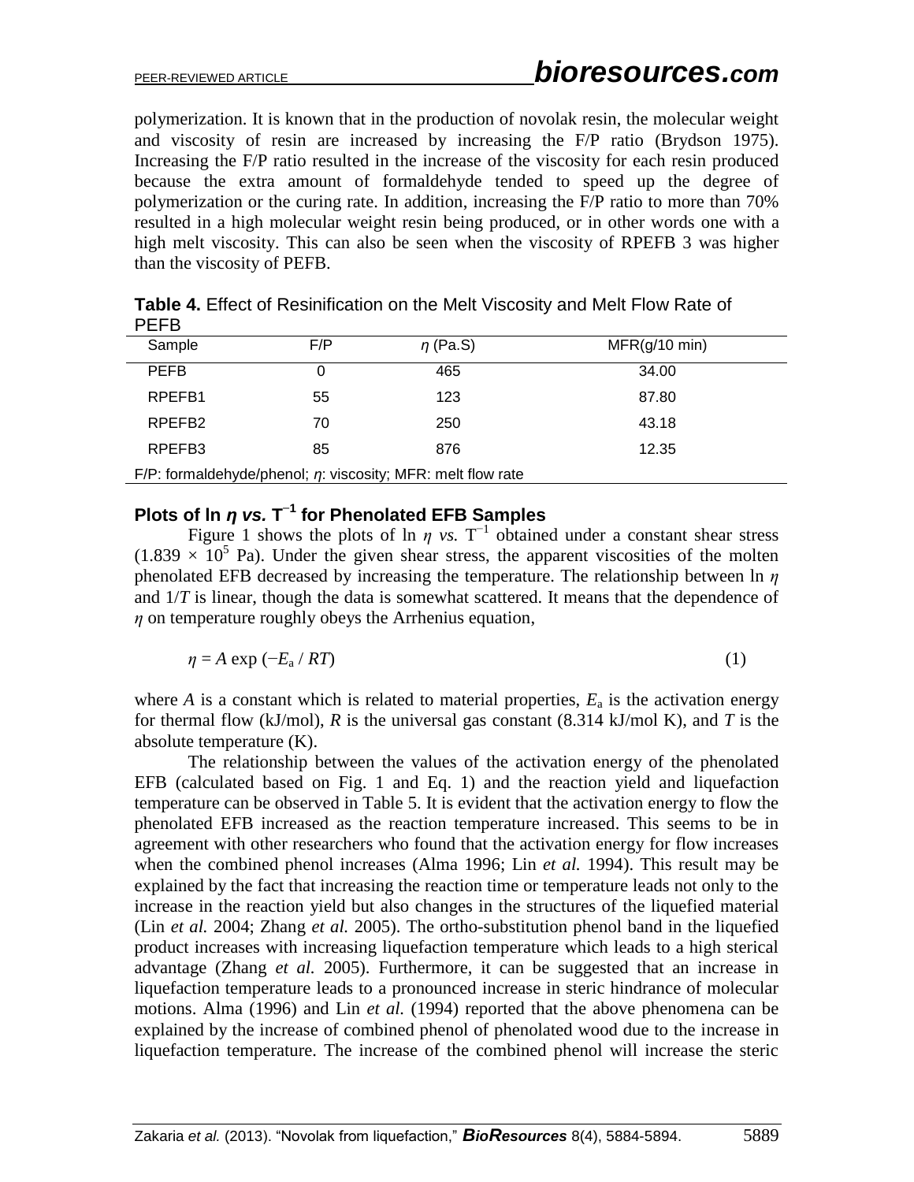polymerization. It is known that in the production of novolak resin, the molecular weight and viscosity of resin are increased by increasing the F/P ratio (Brydson 1975). Increasing the F/P ratio resulted in the increase of the viscosity for each resin produced because the extra amount of formaldehyde tended to speed up the degree of polymerization or the curing rate. In addition, increasing the F/P ratio to more than 70% resulted in a high molecular weight resin being produced, or in other words one with a high melt viscosity. This can also be seen when the viscosity of RPEFB 3 was higher than the viscosity of PEFB.

**Table 4.** Effect of Resinification on the Melt Viscosity and Melt Flow Rate of PEFB

| Sample | F/P | $\eta$ (Pa.S) | MFR(g/10 min) |
|---|---|---|---|
| PEFB | 0 | 465 | 34.00 |
| RPEFB1 | 55 | 123 | 87.80 |
| RPEFB2 | 70 | 250 | 43.18 |
| RPEFB3 | 85 | 876 | 12.35 |

F/P: formaldehyde/phenol; $\eta$: viscosity; MFR: melt flow rate

## Plots of ln $\eta$ *vs.* $T^{-1}$ for Phenolated EFB Samples

Figure 1 shows the plots of ln $\eta$ *vs.* $T^{-1}$ obtained under a constant shear stress ($1.839 \times 10^5$ Pa). Under the given shear stress, the apparent viscosities of the molten phenolated EFB decreased by increasing the temperature. The relationship between ln $\eta$ and $1/T$ is linear, though the data is somewhat scattered. It means that the dependence of $\eta$ on temperature roughly obeys the Arrhenius equation,

$$\eta = A \exp\left(-E_a / RT\right) \tag{1}$$

where $A$ is a constant which is related to material properties, $E_a$ is the activation energy for thermal flow (kJ/mol), $R$ is the universal gas constant (8.314 kJ/mol K), and $T$ is the absolute temperature (K).

The relationship between the values of the activation energy of the phenolated EFB (calculated based on Fig. 1 and Eq. 1) and the reaction yield and liquefaction temperature can be observed in Table 5. It is evident that the activation energy to flow the phenolated EFB increased as the reaction temperature increased. This seems to be in agreement with other researchers who found that the activation energy for flow increases when the combined phenol increases (Alma 1996; Lin *et al.* 1994). This result may be explained by the fact that increasing the reaction time or temperature leads not only to the increase in the reaction yield but also changes in the structures of the liquefied material (Lin *et al.* 2004; Zhang *et al.* 2005). The ortho-substitution phenol band in the liquefied product increases with increasing liquefaction temperature which leads to a high sterical advantage (Zhang *et al.* 2005). Furthermore, it can be suggested that an increase in liquefaction temperature leads to a pronounced increase in steric hindrance of molecular motions. Alma (1996) and Lin *et al.* (1994) reported that the above phenomena can be explained by the increase of combined phenol of phenolated wood due to the increase in liquefaction temperature. The increase of the combined phenol will increase the steric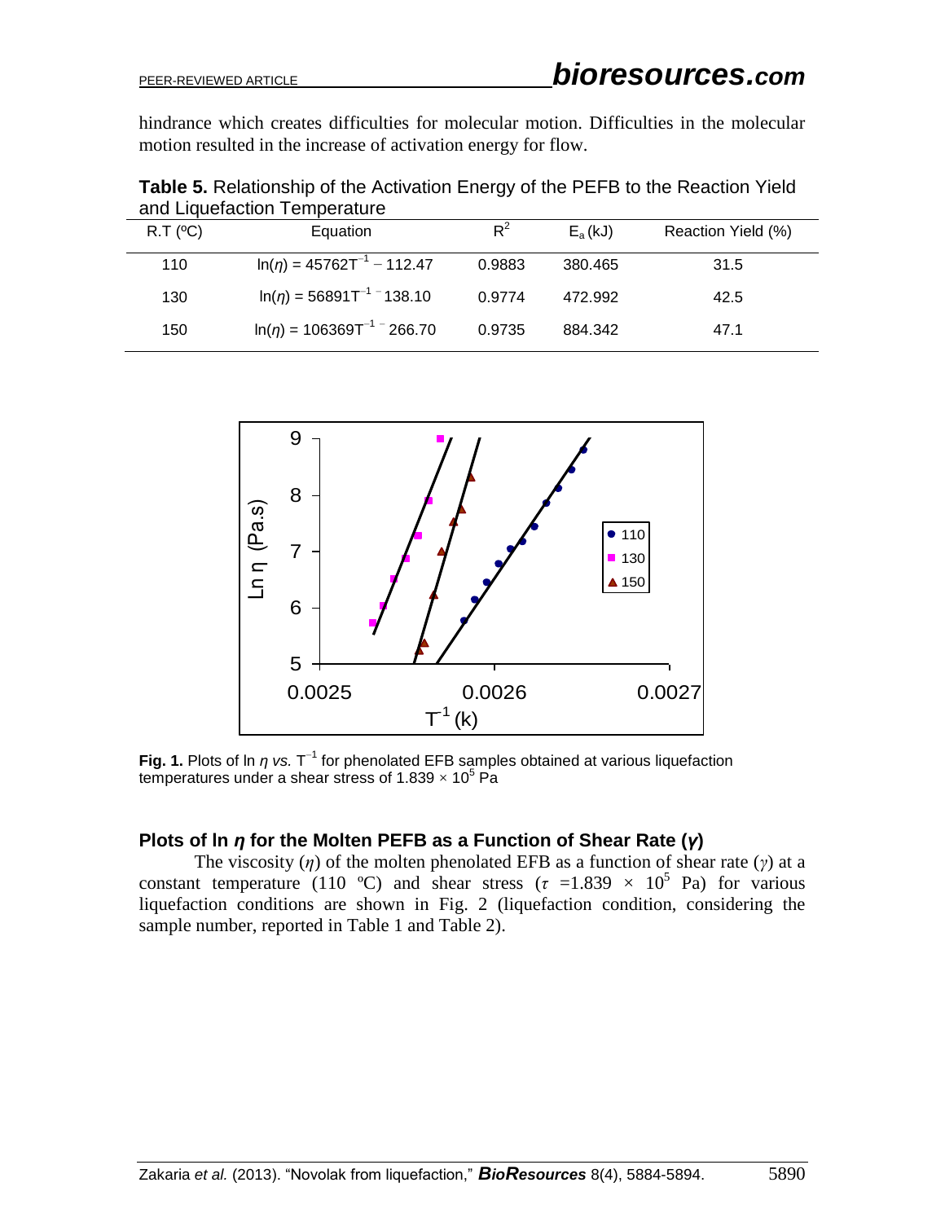hindrance which creates difficulties for molecular motion. Difficulties in the molecular motion resulted in the increase of activation energy for flow.

**Table 5.** Relationship of the Activation Energy of the PEFB to the Reaction Yield and Liquefaction Temperature

| R.T (ºC) | Equation | $R^2$ | $E_a$ (kJ) | Reaction Yield (%) |
|---|---|---|---|---|
| 110 | $\ln(\eta) = 45762T^{-1} - 112.47$ | 0.9883 | 380.465 | 31.5 |
| 130 | $\ln(\eta) = 56891T^{-1} - 138.10$ | 0.9774 | 472.992 | 42.5 |
| 150 | $\ln(\eta) = 106369T^{-1} - 266.70$ | 0.9735 | 884.342 | 47.1 |

**Fig. 1.** Plots of ln $\eta$ *vs.* $T^{-1}$ for phenolated EFB samples obtained at various liquefaction temperatures under a shear stress of $1.839 \times 10^5$ Pa

### Plots of ln $\eta$ for the Molten PEFB as a Function of Shear Rate ($\gamma$)

The viscosity ($\eta$) of the molten phenolated EFB as a function of shear rate ($\gamma$) at a constant temperature (110 ºC) and shear stress ($\tau$ =1.839 × $10^5$ Pa) for various liquefaction conditions are shown in Fig. 2 (liquefaction condition, considering the sample number, reported in Table 1 and Table 2).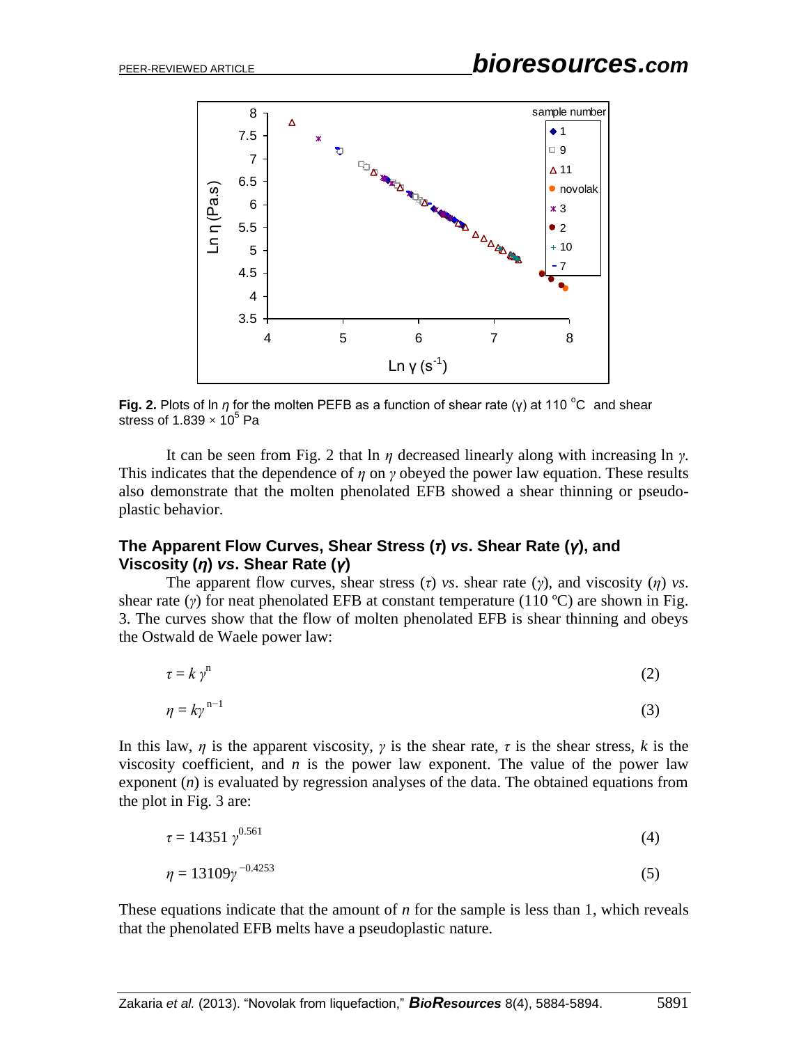Fig. 2. Plots of ln $\eta$ for the molten PEFB as a function of shear rate ($\gamma$) at 110 °C and shear stress of $1.839 \times 10^5$ Pa

It can be seen from Fig. 2 that ln $\eta$ decreased linearly along with increasing ln $\gamma$. This indicates that the dependence of $\eta$ on $\gamma$ obeyed the power law equation. These results also demonstrate that the molten phenolated EFB showed a shear thinning or pseudo-plastic behavior.

### The Apparent Flow Curves, Shear Stress ($\tau$) *vs*. Shear Rate ($\gamma$), and Viscosity ($\eta$) *vs*. Shear Rate ($\gamma$)

The apparent flow curves, shear stress ($\tau$) *vs*. shear rate ($\gamma$), and viscosity ($\eta$) *vs*. shear rate ($\gamma$) for neat phenolated EFB at constant temperature (110 ºC) are shown in Fig. 3. The curves show that the flow of molten phenolated EFB is shear thinning and obeys the Ostwald de Waele power law:

$$\tau = k\,\gamma^{n} \tag{2}$$

$$\eta = k\gamma^{\,n-1} \tag{3}$$

In this law, $\eta$ is the apparent viscosity, $\gamma$ is the shear rate, $\tau$ is the shear stress, $k$ is the viscosity coefficient, and $n$ is the power law exponent. The value of the power law exponent ($n$) is evaluated by regression analyses of the data. The obtained equations from the plot in Fig. 3 are:

$$\tau = 14351\,\gamma^{0.561} \tag{4}$$

$$\eta = 13109\gamma^{\,-0.4253} \tag{5}$$

These equations indicate that the amount of $n$ for the sample is less than 1, which reveals that the phenolated EFB melts have a pseudoplastic nature.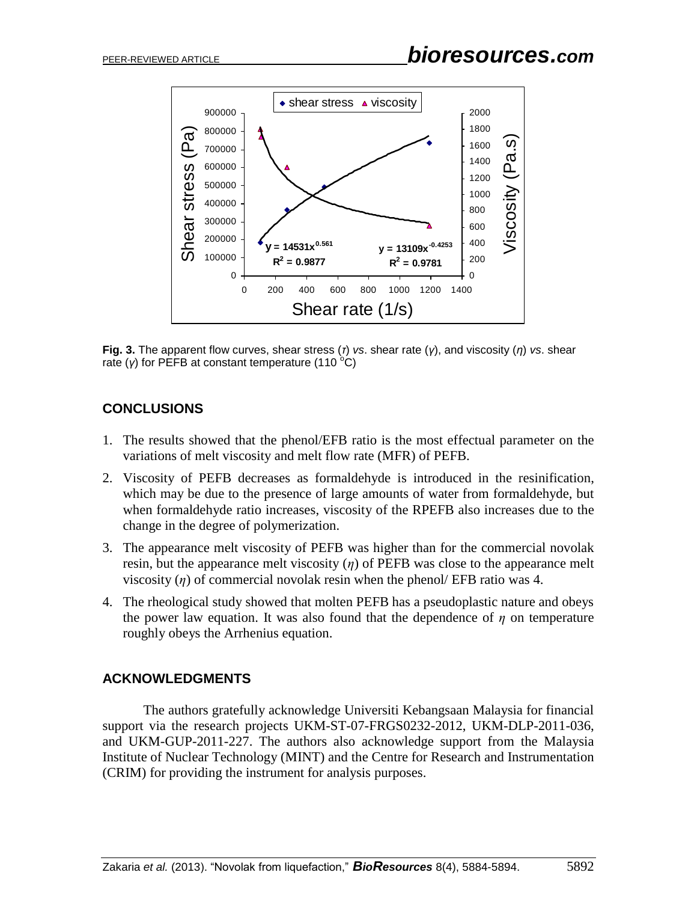**Fig. 3.** The apparent flow curves, shear stress ($\tau$) *vs*. shear rate ($\gamma$), and viscosity ($\eta$) *vs*. shear rate ($\gamma$) for PEFB at constant temperature (110 $^{o}$C)

## CONCLUSIONS

1. The results showed that the phenol/EFB ratio is the most effectual parameter on the variations of melt viscosity and melt flow rate (MFR) of PEFB.
2. Viscosity of PEFB decreases as formaldehyde is introduced in the resinification, which may be due to the presence of large amounts of water from formaldehyde, but when formaldehyde ratio increases, viscosity of the RPEFB also increases due to the change in the degree of polymerization.
3. The appearance melt viscosity of PEFB was higher than for the commercial novolak resin, but the appearance melt viscosity ($\eta$) of PEFB was close to the appearance melt viscosity ($\eta$) of commercial novolak resin when the phenol/ EFB ratio was 4.
4. The rheological study showed that molten PEFB has a pseudoplastic nature and obeys the power law equation. It was also found that the dependence of $\eta$ on temperature roughly obeys the Arrhenius equation.

## ACKNOWLEDGMENTS

The authors gratefully acknowledge Universiti Kebangsaan Malaysia for financial support via the research projects UKM-ST-07-FRGS0232-2012, UKM-DLP-2011-036, and UKM-GUP-2011-227. The authors also acknowledge support from the Malaysia Institute of Nuclear Technology (MINT) and the Centre for Research and Instrumentation (CRIM) for providing the instrument for analysis purposes.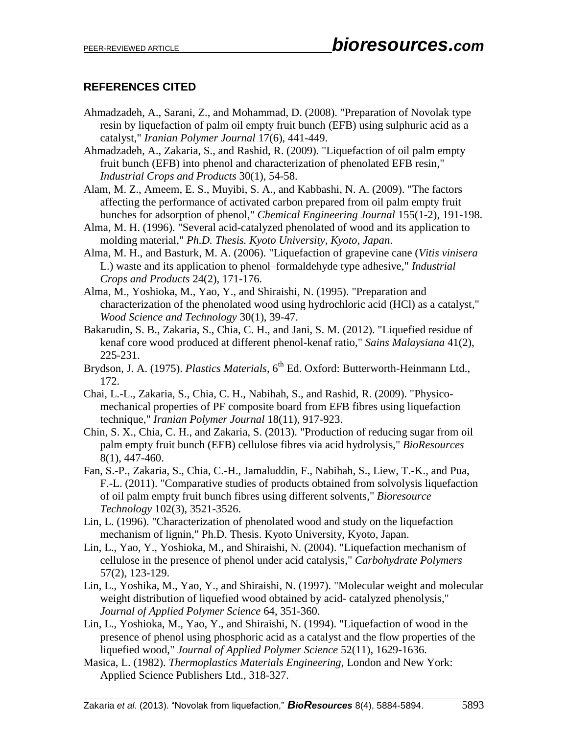## REFERENCES CITED

Ahmadzadeh, A., Sarani, Z., and Mohammad, D. (2008). "Preparation of Novolak type resin by liquefaction of palm oil empty fruit bunch (EFB) using sulphuric acid as a catalyst," *Iranian Polymer Journal* 17(6), 441-449.

Ahmadzadeh, A., Zakaria, S., and Rashid, R. (2009). "Liquefaction of oil palm empty fruit bunch (EFB) into phenol and characterization of phenolated EFB resin," *Industrial Crops and Products* 30(1), 54-58.

Alam, M. Z., Ameem, E. S., Muyibi, S. A., and Kabbashi, N. A. (2009). "The factors affecting the performance of activated carbon prepared from oil palm empty fruit bunches for adsorption of phenol," *Chemical Engineering Journal* 155(1-2), 191-198.

Alma, M. H. (1996). "Several acid-catalyzed phenolated of wood and its application to molding material," *Ph.D. Thesis. Kyoto University, Kyoto, Japan*.

Alma, M. H., and Basturk, M. A. (2006). "Liquefaction of grapevine cane (*Vitis vinisera* L.) waste and its application to phenol–formaldehyde type adhesive," *Industrial Crops and Products* 24(2), 171-176.

Alma, M., Yoshioka, M., Yao, Y., and Shiraishi, N. (1995). "Preparation and characterization of the phenolated wood using hydrochloric acid (HCl) as a catalyst," *Wood Science and Technology* 30(1), 39-47.

Bakarudin, S. B., Zakaria, S., Chia, C. H., and Jani, S. M. (2012). "Liquefied residue of kenaf core wood produced at different phenol-kenaf ratio," *Sains Malaysiana* 41(2), 225-231.

Brydson, J. A. (1975). *Plastics Materials*, 6th Ed. Oxford: Butterworth-Heinmann Ltd., 172.

Chai, L.-L., Zakaria, S., Chia, C. H., Nabihah, S., and Rashid, R. (2009). "Physico-mechanical properties of PF composite board from EFB fibres using liquefaction technique," *Iranian Polymer Journal* 18(11), 917-923.

Chin, S. X., Chia, C. H., and Zakaria, S. (2013). "Production of reducing sugar from oil palm empty fruit bunch (EFB) cellulose fibres via acid hydrolysis," *BioResources* 8(1), 447-460.

Fan, S.-P., Zakaria, S., Chia, C.-H., Jamaluddin, F., Nabihah, S., Liew, T.-K., and Pua, F.-L. (2011). "Comparative studies of products obtained from solvolysis liquefaction of oil palm empty fruit bunch fibres using different solvents," *Bioresource Technology* 102(3), 3521-3526.

Lin, L. (1996). "Characterization of phenolated wood and study on the liquefaction mechanism of lignin," Ph.D. Thesis. Kyoto University, Kyoto, Japan.

Lin, L., Yao, Y., Yoshioka, M., and Shiraishi, N. (2004). "Liquefaction mechanism of cellulose in the presence of phenol under acid catalysis," *Carbohydrate Polymers* 57(2), 123-129.

Lin, L., Yoshika, M., Yao, Y., and Shiraishi, N. (1997). "Molecular weight and molecular weight distribution of liquefied wood obtained by acid- catalyzed phenolysis," *Journal of Applied Polymer Science* 64, 351-360.

Lin, L., Yoshioka, M., Yao, Y., and Shiraishi, N. (1994). "Liquefaction of wood in the presence of phenol using phosphoric acid as a catalyst and the flow properties of the liquefied wood," *Journal of Applied Polymer Science* 52(11), 1629-1636.

Masica, L. (1982). *Thermoplastics Materials Engineering*, London and New York: Applied Science Publishers Ltd., 318-327.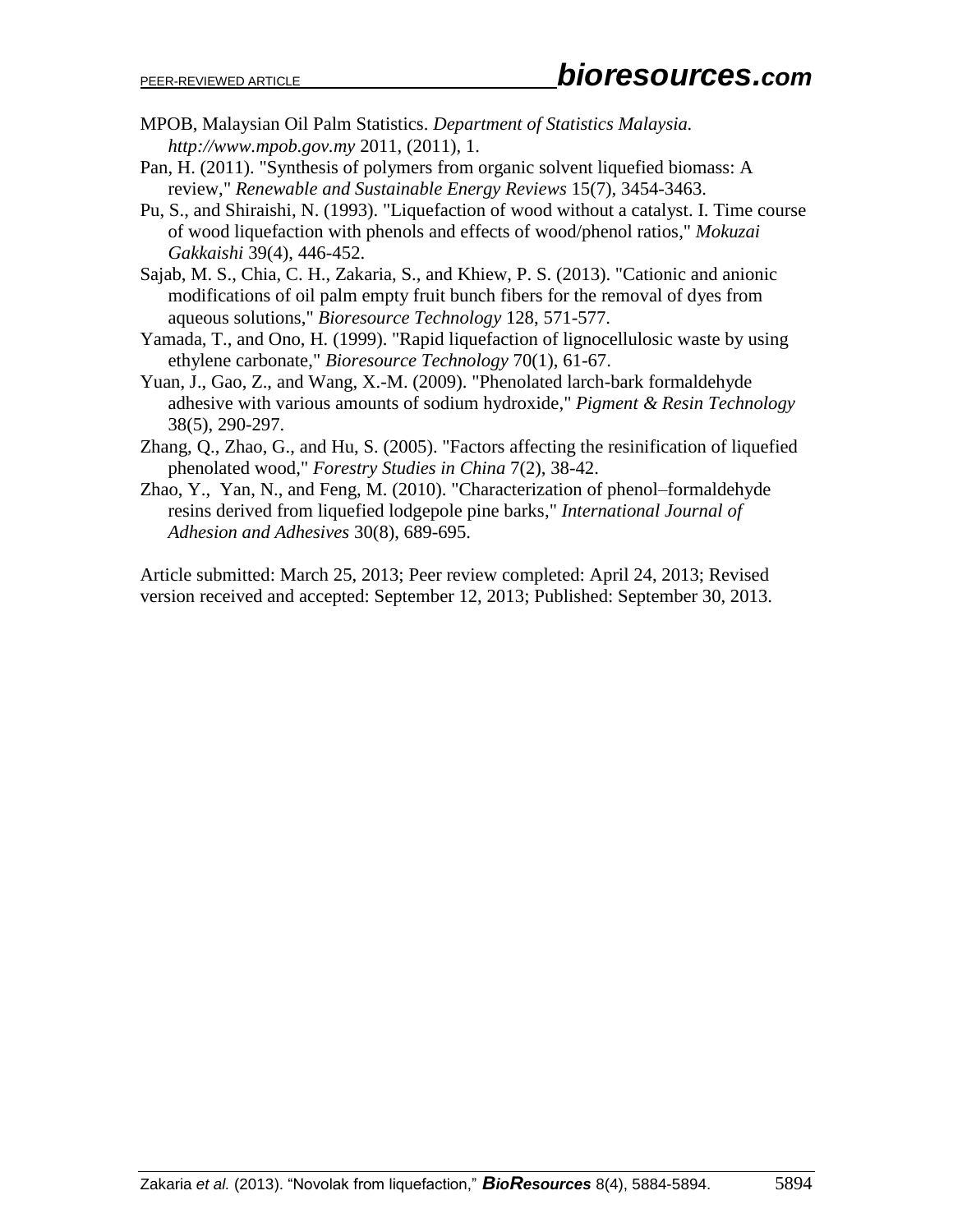MPOB, Malaysian Oil Palm Statistics. *Department of Statistics Malaysia. http://www.mpob.gov.my* 2011, (2011), 1.

Pan, H. (2011). "Synthesis of polymers from organic solvent liquefied biomass: A review," *Renewable and Sustainable Energy Reviews* 15(7), 3454-3463.

Pu, S., and Shiraishi, N. (1993). "Liquefaction of wood without a catalyst. I. Time course of wood liquefaction with phenols and effects of wood/phenol ratios," *Mokuzai Gakkaishi* 39(4), 446-452.

Sajab, M. S., Chia, C. H., Zakaria, S., and Khiew, P. S. (2013). "Cationic and anionic modifications of oil palm empty fruit bunch fibers for the removal of dyes from aqueous solutions," *Bioresource Technology* 128, 571-577.

Yamada, T., and Ono, H. (1999). "Rapid liquefaction of lignocellulosic waste by using ethylene carbonate," *Bioresource Technology* 70(1), 61-67.

Yuan, J., Gao, Z., and Wang, X.-M. (2009). "Phenolated larch-bark formaldehyde adhesive with various amounts of sodium hydroxide," *Pigment & Resin Technology* 38(5), 290-297.

Zhang, Q., Zhao, G., and Hu, S. (2005). "Factors affecting the resinification of liquefied phenolated wood," *Forestry Studies in China* 7(2), 38-42.

Zhao, Y., Yan, N., and Feng, M. (2010). "Characterization of phenol–formaldehyde resins derived from liquefied lodgepole pine barks," *International Journal of Adhesion and Adhesives* 30(8), 689-695.

Article submitted: March 25, 2013; Peer review completed: April 24, 2013; Revised version received and accepted: September 12, 2013; Published: September 30, 2013.